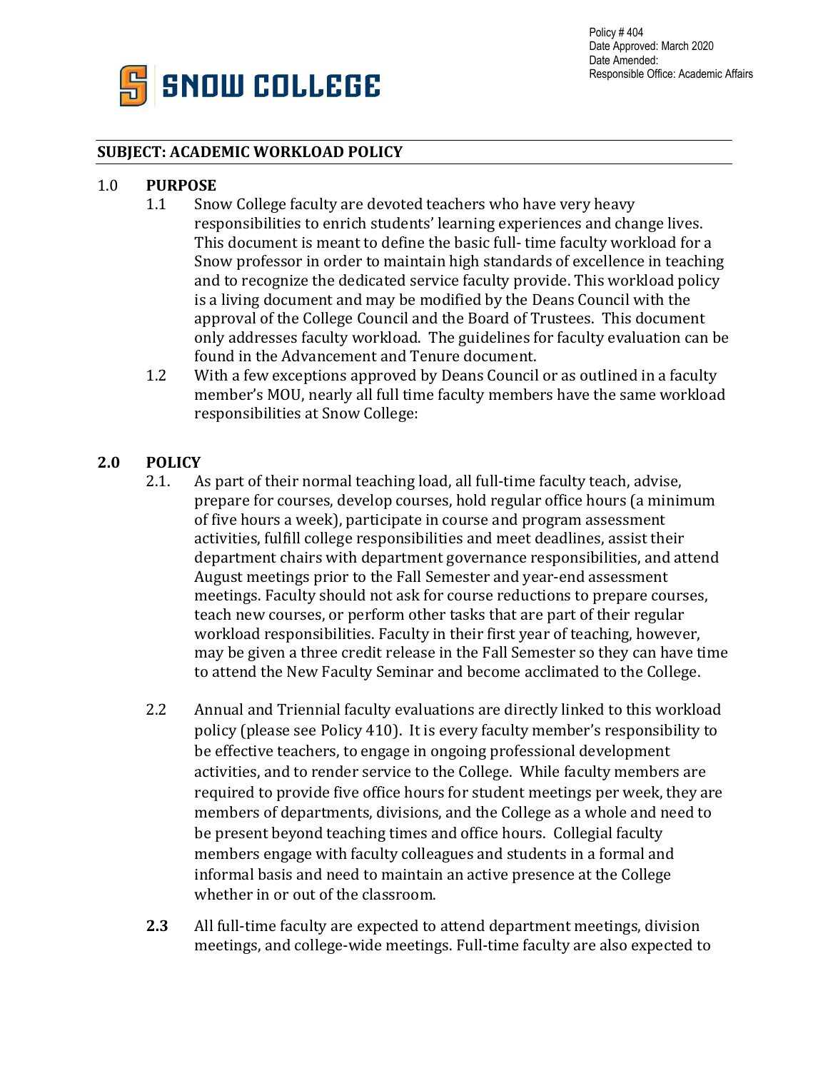Policy # 404
Date Approved: March 2020
Date Amended:
Responsible Office: Academic Affairs

SNOW COLLEGE

## SUBJECT: ACADEMIC WORKLOAD POLICY

### 1.0 PURPOSE

1.1 Snow College faculty are devoted teachers who have very heavy responsibilities to enrich students' learning experiences and change lives. This document is meant to define the basic full- time faculty workload for a Snow professor in order to maintain high standards of excellence in teaching and to recognize the dedicated service faculty provide. This workload policy is a living document and may be modified by the Deans Council with the approval of the College Council and the Board of Trustees. This document only addresses faculty workload. The guidelines for faculty evaluation can be found in the Advancement and Tenure document.

1.2 With a few exceptions approved by Deans Council or as outlined in a faculty member's MOU, nearly all full time faculty members have the same workload responsibilities at Snow College:

### 2.0 POLICY

2.1. As part of their normal teaching load, all full-time faculty teach, advise, prepare for courses, develop courses, hold regular office hours (a minimum of five hours a week), participate in course and program assessment activities, fulfill college responsibilities and meet deadlines, assist their department chairs with department governance responsibilities, and attend August meetings prior to the Fall Semester and year-end assessment meetings. Faculty should not ask for course reductions to prepare courses, teach new courses, or perform other tasks that are part of their regular workload responsibilities. Faculty in their first year of teaching, however, may be given a three credit release in the Fall Semester so they can have time to attend the New Faculty Seminar and become acclimated to the College.

2.2 Annual and Triennial faculty evaluations are directly linked to this workload policy (please see Policy 410). It is every faculty member's responsibility to be effective teachers, to engage in ongoing professional development activities, and to render service to the College. While faculty members are required to provide five office hours for student meetings per week, they are members of departments, divisions, and the College as a whole and need to be present beyond teaching times and office hours. Collegial faculty members engage with faculty colleagues and students in a formal and informal basis and need to maintain an active presence at the College whether in or out of the classroom.

**2.3** All full-time faculty are expected to attend department meetings, division meetings, and college-wide meetings. Full-time faculty are also expected to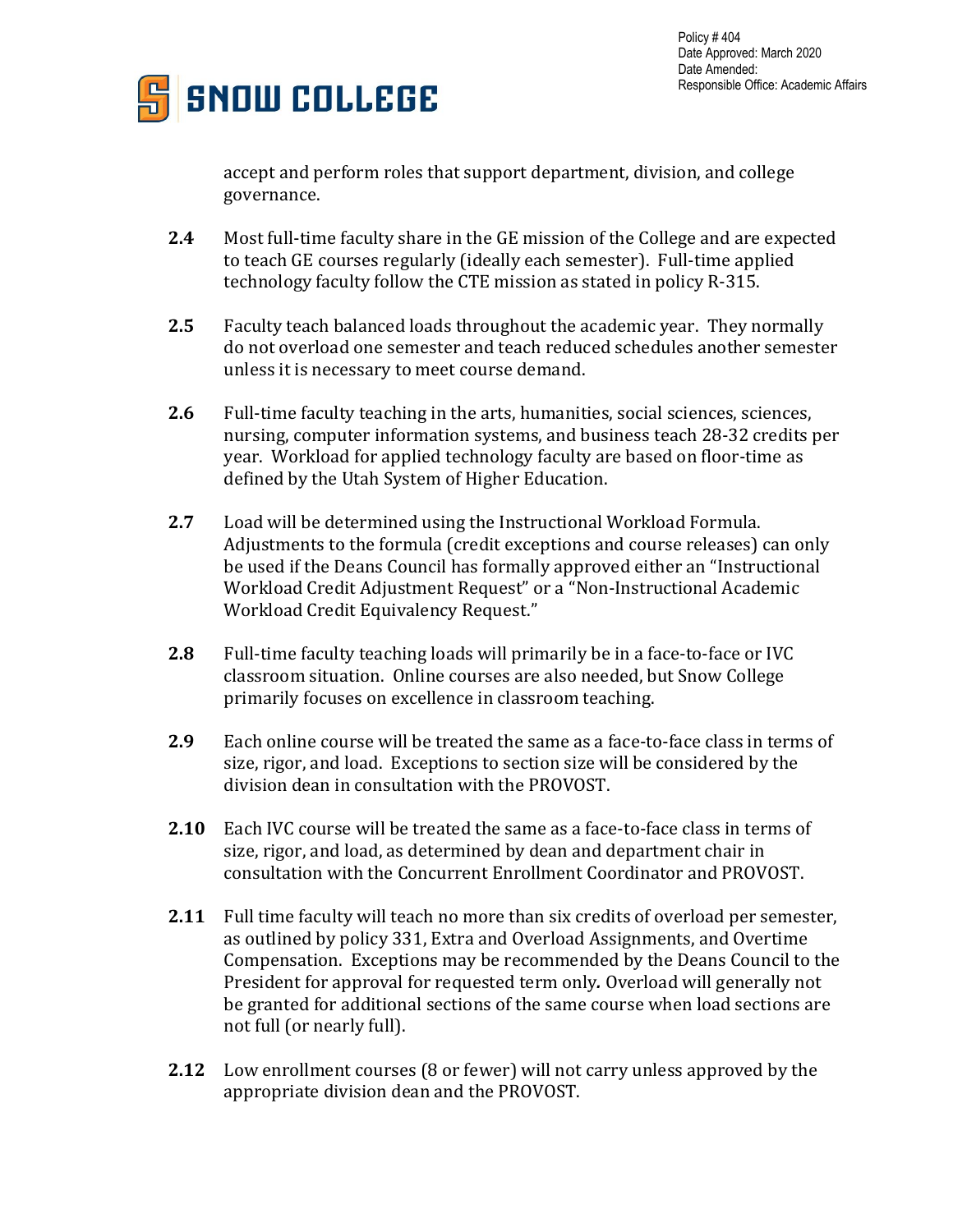accept and perform roles that support department, division, and college governance.

**2.4** Most full-time faculty share in the GE mission of the College and are expected to teach GE courses regularly (ideally each semester). Full-time applied technology faculty follow the CTE mission as stated in policy R-315.

**2.5** Faculty teach balanced loads throughout the academic year. They normally do not overload one semester and teach reduced schedules another semester unless it is necessary to meet course demand.

**2.6** Full-time faculty teaching in the arts, humanities, social sciences, sciences, nursing, computer information systems, and business teach 28-32 credits per year. Workload for applied technology faculty are based on floor-time as defined by the Utah System of Higher Education.

**2.7** Load will be determined using the Instructional Workload Formula. Adjustments to the formula (credit exceptions and course releases) can only be used if the Deans Council has formally approved either an "Instructional Workload Credit Adjustment Request" or a "Non-Instructional Academic Workload Credit Equivalency Request."

**2.8** Full-time faculty teaching loads will primarily be in a face-to-face or IVC classroom situation. Online courses are also needed, but Snow College primarily focuses on excellence in classroom teaching.

**2.9** Each online course will be treated the same as a face-to-face class in terms of size, rigor, and load. Exceptions to section size will be considered by the division dean in consultation with the PROVOST.

**2.10** Each IVC course will be treated the same as a face-to-face class in terms of size, rigor, and load, as determined by dean and department chair in consultation with the Concurrent Enrollment Coordinator and PROVOST.

**2.11** Full time faculty will teach no more than six credits of overload per semester, as outlined by policy 331, Extra and Overload Assignments, and Overtime Compensation. Exceptions may be recommended by the Deans Council to the President for approval for requested term only. Overload will generally not be granted for additional sections of the same course when load sections are not full (or nearly full).

**2.12** Low enrollment courses (8 or fewer) will not carry unless approved by the appropriate division dean and the PROVOST.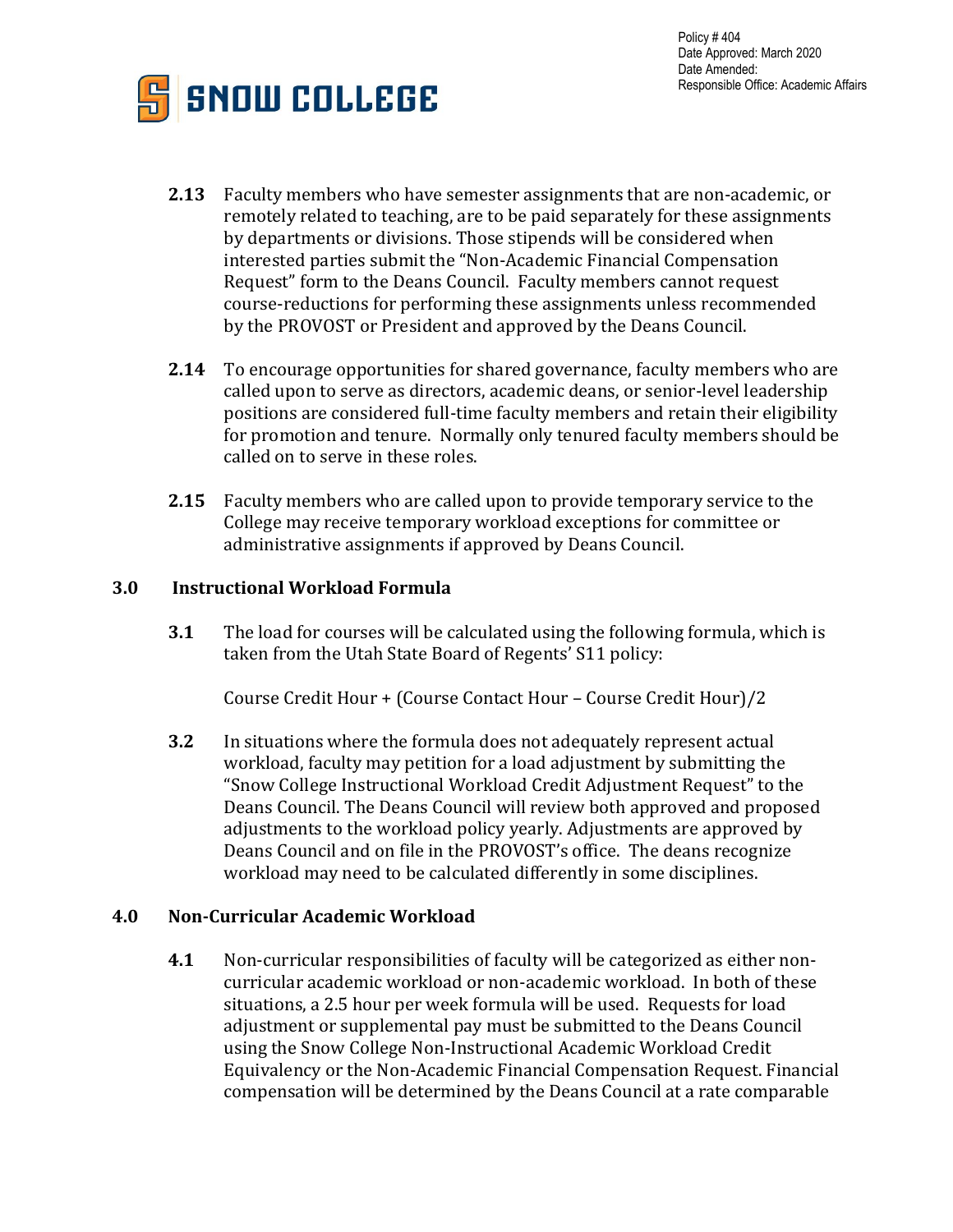**2.13** Faculty members who have semester assignments that are non-academic, or remotely related to teaching, are to be paid separately for these assignments by departments or divisions. Those stipends will be considered when interested parties submit the "Non-Academic Financial Compensation Request" form to the Deans Council. Faculty members cannot request course-reductions for performing these assignments unless recommended by the PROVOST or President and approved by the Deans Council.

**2.14** To encourage opportunities for shared governance, faculty members who are called upon to serve as directors, academic deans, or senior-level leadership positions are considered full-time faculty members and retain their eligibility for promotion and tenure. Normally only tenured faculty members should be called on to serve in these roles.

**2.15** Faculty members who are called upon to provide temporary service to the College may receive temporary workload exceptions for committee or administrative assignments if approved by Deans Council.

## 3.0 Instructional Workload Formula

**3.1** The load for courses will be calculated using the following formula, which is taken from the Utah State Board of Regents' S11 policy:

Course Credit Hour + (Course Contact Hour – Course Credit Hour)/2

**3.2** In situations where the formula does not adequately represent actual workload, faculty may petition for a load adjustment by submitting the "Snow College Instructional Workload Credit Adjustment Request" to the Deans Council. The Deans Council will review both approved and proposed adjustments to the workload policy yearly. Adjustments are approved by Deans Council and on file in the PROVOST's office. The deans recognize workload may need to be calculated differently in some disciplines.

## 4.0 Non-Curricular Academic Workload

**4.1** Non-curricular responsibilities of faculty will be categorized as either non-curricular academic workload or non-academic workload. In both of these situations, a 2.5 hour per week formula will be used. Requests for load adjustment or supplemental pay must be submitted to the Deans Council using the Snow College Non-Instructional Academic Workload Credit Equivalency or the Non-Academic Financial Compensation Request. Financial compensation will be determined by the Deans Council at a rate comparable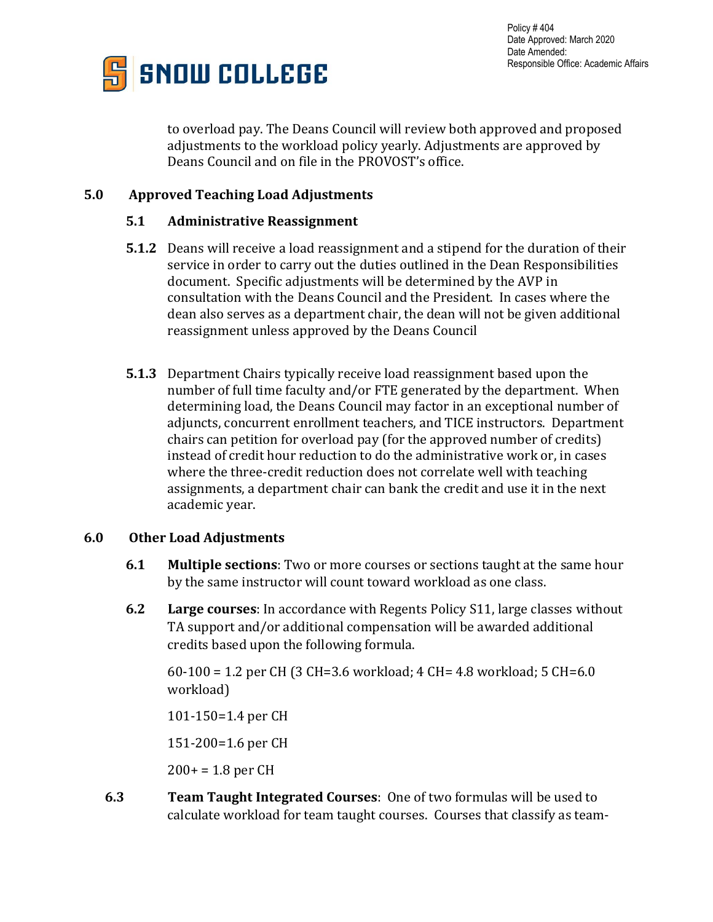to overload pay. The Deans Council will review both approved and proposed adjustments to the workload policy yearly. Adjustments are approved by Deans Council and on file in the PROVOST's office.

## 5.0 Approved Teaching Load Adjustments

### 5.1 Administrative Reassignment

**5.1.2** Deans will receive a load reassignment and a stipend for the duration of their service in order to carry out the duties outlined in the Dean Responsibilities document. Specific adjustments will be determined by the AVP in consultation with the Deans Council and the President. In cases where the dean also serves as a department chair, the dean will not be given additional reassignment unless approved by the Deans Council

**5.1.3** Department Chairs typically receive load reassignment based upon the number of full time faculty and/or FTE generated by the department. When determining load, the Deans Council may factor in an exceptional number of adjuncts, concurrent enrollment teachers, and TICE instructors. Department chairs can petition for overload pay (for the approved number of credits) instead of credit hour reduction to do the administrative work or, in cases where the three-credit reduction does not correlate well with teaching assignments, a department chair can bank the credit and use it in the next academic year.

## 6.0 Other Load Adjustments

**6.1** **Multiple sections**: Two or more courses or sections taught at the same hour by the same instructor will count toward workload as one class.

**6.2** **Large courses**: In accordance with Regents Policy S11, large classes without TA support and/or additional compensation will be awarded additional credits based upon the following formula.

60-100 = 1.2 per CH (3 CH=3.6 workload; 4 CH= 4.8 workload; 5 CH=6.0 workload)

101-150=1.4 per CH

151-200=1.6 per CH

200+ = 1.8 per CH

**6.3** **Team Taught Integrated Courses**: One of two formulas will be used to calculate workload for team taught courses. Courses that classify as team-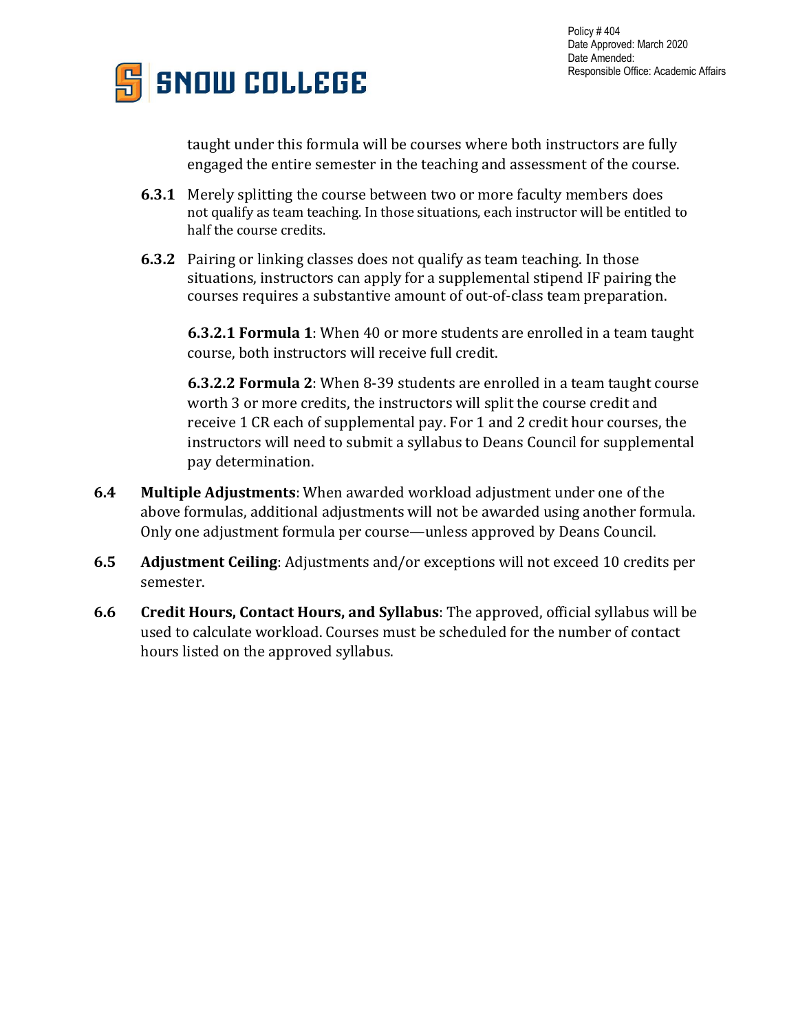taught under this formula will be courses where both instructors are fully engaged the entire semester in the teaching and assessment of the course.

**6.3.1** Merely splitting the course between two or more faculty members does not qualify as team teaching. In those situations, each instructor will be entitled to half the course credits.

**6.3.2** Pairing or linking classes does not qualify as team teaching. In those situations, instructors can apply for a supplemental stipend IF pairing the courses requires a substantive amount of out-of-class team preparation.

**6.3.2.1 Formula 1**: When 40 or more students are enrolled in a team taught course, both instructors will receive full credit.

**6.3.2.2 Formula 2**: When 8-39 students are enrolled in a team taught course worth 3 or more credits, the instructors will split the course credit and receive 1 CR each of supplemental pay. For 1 and 2 credit hour courses, the instructors will need to submit a syllabus to Deans Council for supplemental pay determination.

**6.4** **Multiple Adjustments**: When awarded workload adjustment under one of the above formulas, additional adjustments will not be awarded using another formula. Only one adjustment formula per course—unless approved by Deans Council.

**6.5** **Adjustment Ceiling**: Adjustments and/or exceptions will not exceed 10 credits per semester.

**6.6** **Credit Hours, Contact Hours, and Syllabus**: The approved, official syllabus will be used to calculate workload. Courses must be scheduled for the number of contact hours listed on the approved syllabus.